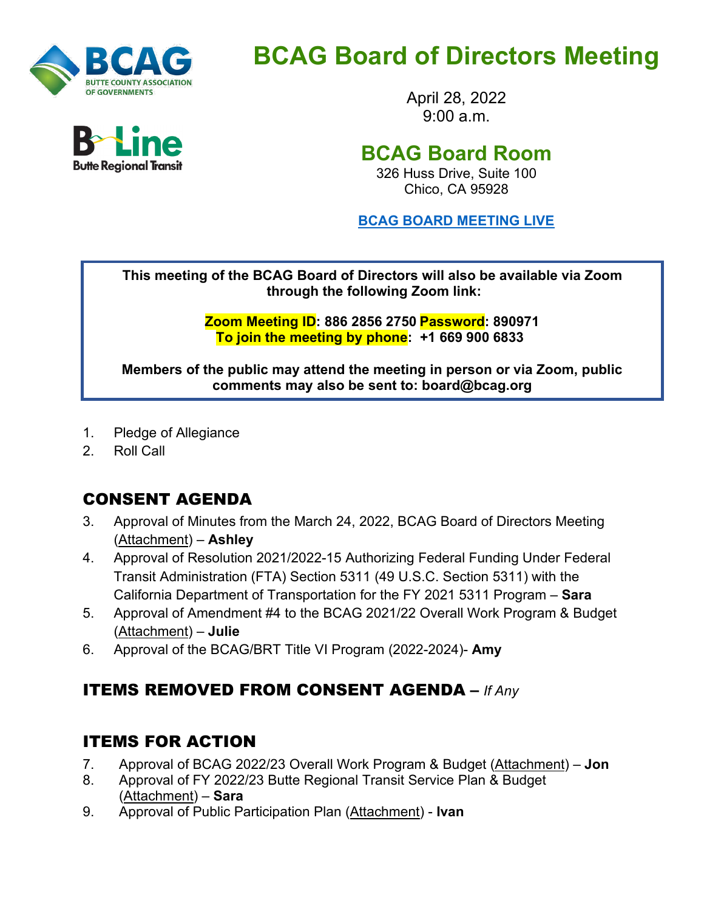# BCAG Board of Directors Meeting

April 28, 2022
9:00 a.m.

## BCAG Board Room

326 Huss Drive, Suite 100
Chico, CA 95928

**BCAG BOARD MEETING LIVE**

**This meeting of the BCAG Board of Directors will also be available via Zoom through the following Zoom link:**

**Zoom Meeting ID: 886 2856 2750 Password: 890971**
**To join the meeting by phone: +1 669 900 6833**

**Members of the public may attend the meeting in person or via Zoom, public comments may also be sent to: board@bcag.org**

1. Pledge of Allegiance
2. Roll Call

## CONSENT AGENDA

3. Approval of Minutes from the March 24, 2022, BCAG Board of Directors Meeting (Attachment) – **Ashley**
4. Approval of Resolution 2021/2022-15 Authorizing Federal Funding Under Federal Transit Administration (FTA) Section 5311 (49 U.S.C. Section 5311) with the California Department of Transportation for the FY 2021 5311 Program – **Sara**
5. Approval of Amendment #4 to the BCAG 2021/22 Overall Work Program & Budget (Attachment) – **Julie**
6. Approval of the BCAG/BRT Title VI Program (2022-2024)- **Amy**

## ITEMS REMOVED FROM CONSENT AGENDA – *If Any*

## ITEMS FOR ACTION

7. Approval of BCAG 2022/23 Overall Work Program & Budget (Attachment) – **Jon**
8. Approval of FY 2022/23 Butte Regional Transit Service Plan & Budget (Attachment) – **Sara**
9. Approval of Public Participation Plan (Attachment) - **Ivan**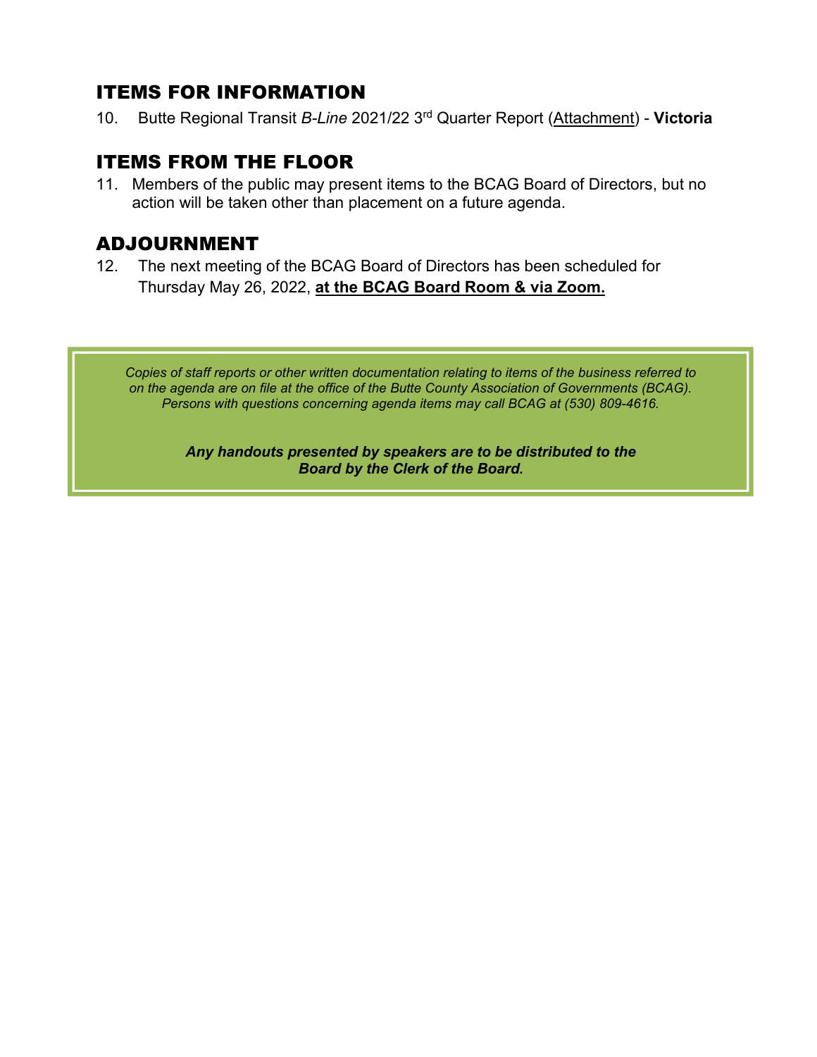## ITEMS FOR INFORMATION

10. Butte Regional Transit *B-Line* 2021/22 3rd Quarter Report (Attachment) - **Victoria**

## ITEMS FROM THE FLOOR

11. Members of the public may present items to the BCAG Board of Directors, but no action will be taken other than placement on a future agenda.

## ADJOURNMENT

12. The next meeting of the BCAG Board of Directors has been scheduled for Thursday May 26, 2022, **at the BCAG Board Room & via Zoom.**

*Copies of staff reports or other written documentation relating to items of the business referred to on the agenda are on file at the office of the Butte County Association of Governments (BCAG). Persons with questions concerning agenda items may call BCAG at (530) 809-4616.*

***Any handouts presented by speakers are to be distributed to the Board by the Clerk of the Board.***